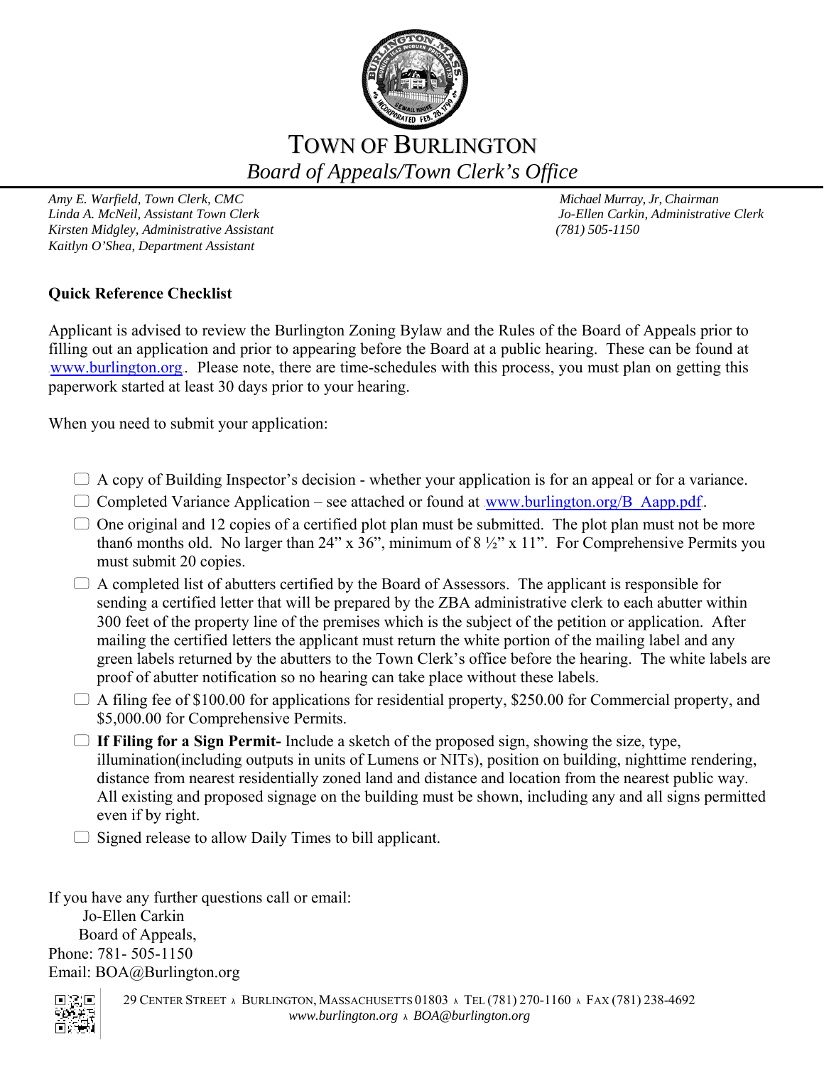# TOWN OF BURLINGTON

*Board of Appeals/Town Clerk's Office*

*Amy E. Warfield, Town Clerk, CMC*
*Linda A. McNeil, Assistant Town Clerk*
*Kirsten Midgley, Administrative Assistant*
*Kaitlyn O'Shea, Department Assistant*

*Michael Murray, Jr, Chairman*
*Jo-Ellen Carkin, Administrative Clerk*
*(781) 505-1150*

**Quick Reference Checklist**

Applicant is advised to review the Burlington Zoning Bylaw and the Rules of the Board of Appeals prior to filling out an application and prior to appearing before the Board at a public hearing. These can be found at www.burlington.org. Please note, there are time-schedules with this process, you must plan on getting this paperwork started at least 30 days prior to your hearing.

When you need to submit your application:

- ☐ A copy of Building Inspector's decision - whether your application is for an appeal or for a variance.
- ☐ Completed Variance Application – see attached or found at www.burlington.org/B_Aapp.pdf.
- ☐ One original and 12 copies of a certified plot plan must be submitted. The plot plan must not be more than6 months old. No larger than 24" x 36", minimum of 8 ½" x 11". For Comprehensive Permits you must submit 20 copies.
- ☐ A completed list of abutters certified by the Board of Assessors. The applicant is responsible for sending a certified letter that will be prepared by the ZBA administrative clerk to each abutter within 300 feet of the property line of the premises which is the subject of the petition or application. After mailing the certified letters the applicant must return the white portion of the mailing label and any green labels returned by the abutters to the Town Clerk's office before the hearing. The white labels are proof of abutter notification so no hearing can take place without these labels.
- ☐ A filing fee of $100.00 for applications for residential property, $250.00 for Commercial property, and $5,000.00 for Comprehensive Permits.
- ☐ **If Filing for a Sign Permit-** Include a sketch of the proposed sign, showing the size, type, illumination(including outputs in units of Lumens or NITs), position on building, nighttime rendering, distance from nearest residentially zoned land and distance and location from the nearest public way. All existing and proposed signage on the building must be shown, including any and all signs permitted even if by right.
- ☐ Signed release to allow Daily Times to bill applicant.

If you have any further questions call or email:
Jo-Ellen Carkin
Board of Appeals,
Phone: 781- 505-1150
Email: BOA@Burlington.org

29 CENTER STREET ^ BURLINGTON, MASSACHUSETTS 01803 ^ TEL (781) 270-1160 ^ FAX (781) 238-4692
*www.burlington.org ^ BOA@burlington.org*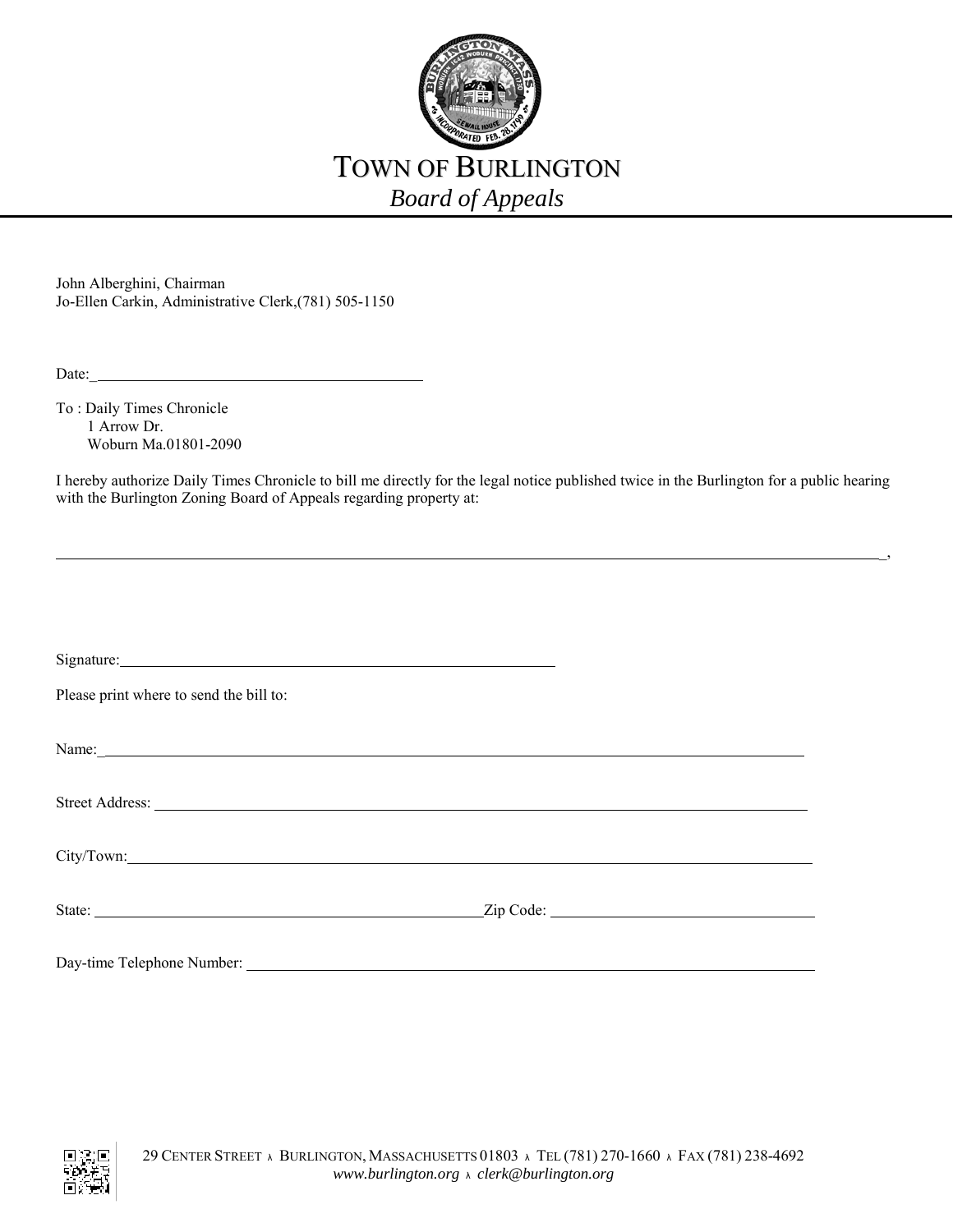# TOWN OF BURLINGTON

*Board of Appeals*

John Alberghini, Chairman
Jo-Ellen Carkin, Administrative Clerk,(781) 505-1150

Date:_______________________________________

To : Daily Times Chronicle
1 Arrow Dr.
Woburn Ma.01801-2090

I hereby authorize Daily Times Chronicle to bill me directly for the legal notice published twice in the Burlington for a public hearing with the Burlington Zoning Board of Appeals regarding property at:

__________________________________________________________________________________________________________,

Signature:_______________________________________________

Please print where to send the bill to:

Name:_______________________________________________________________________________

Street Address: _______________________________________________________________________

City/Town:___________________________________________________________________________

State: _____________________________________________Zip Code: _______________________________

Day-time Telephone Number: _____________________________________________________________

29 CENTER STREET ^ BURLINGTON, MASSACHUSETTS 01803 ^ TEL (781) 270-1660 ^ FAX (781) 238-4692
*www.burlington.org ^ clerk@burlington.org*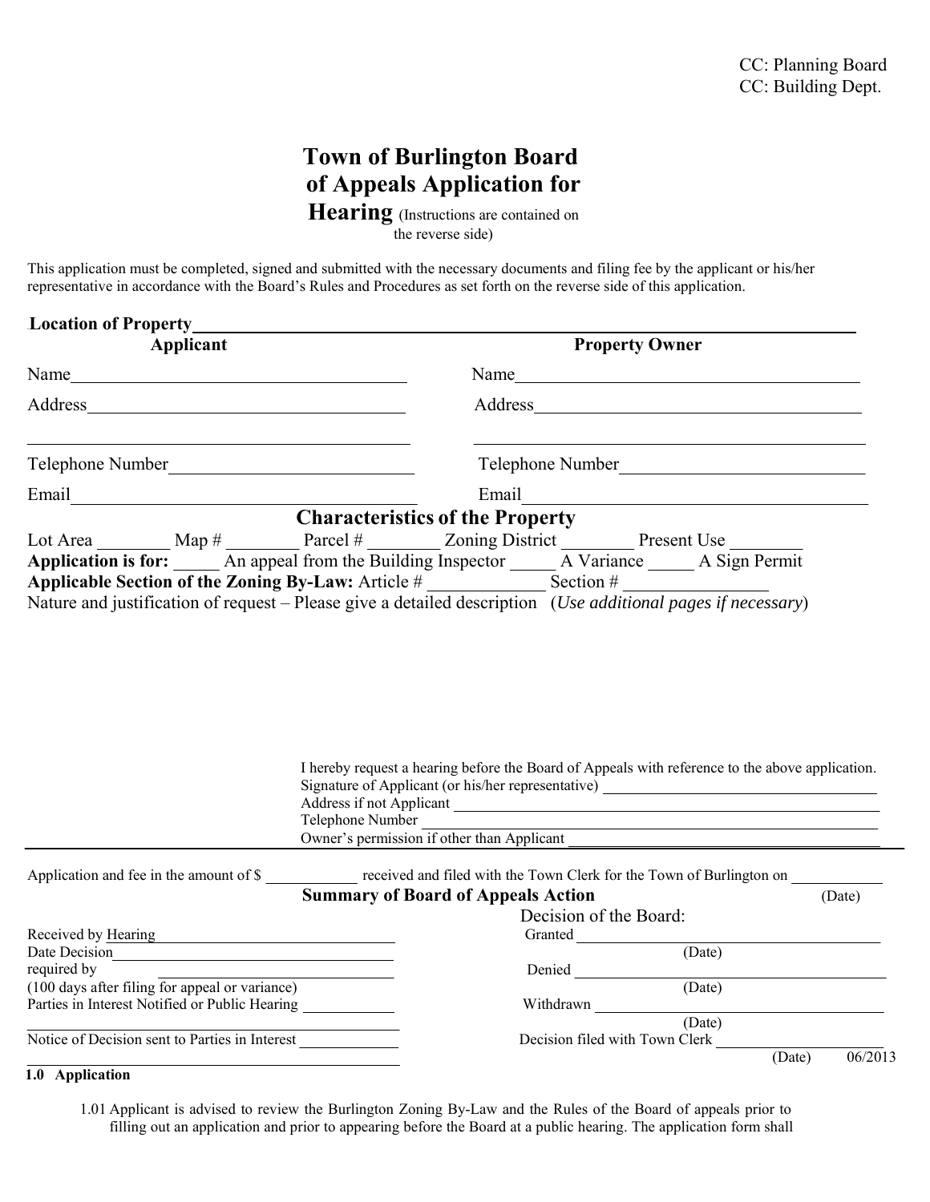CC: Planning Board
CC: Building Dept.

# Town of Burlington Board of Appeals Application for Hearing

(Instructions are contained on the reverse side)

This application must be completed, signed and submitted with the necessary documents and filing fee by the applicant or his/her representative in accordance with the Board's Rules and Procedures as set forth on the reverse side of this application.

**Location of Property**\_\_\_\_\_\_\_\_\_\_\_\_\_\_\_\_\_\_\_\_\_\_\_\_\_\_\_\_\_\_\_\_\_\_\_\_\_\_\_\_

| **Applicant** | **Property Owner** |
|---|---|
| Name\_\_\_\_\_\_\_\_\_\_\_\_\_\_\_\_\_\_\_\_ | Name\_\_\_\_\_\_\_\_\_\_\_\_\_\_\_\_\_\_\_\_ |
| Address\_\_\_\_\_\_\_\_\_\_\_\_\_\_\_\_\_\_\_\_ | Address\_\_\_\_\_\_\_\_\_\_\_\_\_\_\_\_\_\_\_\_ |
| \_\_\_\_\_\_\_\_\_\_\_\_\_\_\_\_\_\_\_\_ | \_\_\_\_\_\_\_\_\_\_\_\_\_\_\_\_\_\_\_\_ |
| Telephone Number\_\_\_\_\_\_\_\_\_\_\_\_\_\_ | Telephone Number\_\_\_\_\_\_\_\_\_\_\_\_\_\_ |
| Email\_\_\_\_\_\_\_\_\_\_\_\_\_\_\_\_\_\_\_\_ | Email\_\_\_\_\_\_\_\_\_\_\_\_\_\_\_\_\_\_\_\_ |

## Characteristics of the Property

Lot Area \_\_\_\_\_\_\_\_ Map # \_\_\_\_\_\_\_\_ Parcel # \_\_\_\_\_\_\_\_ Zoning District \_\_\_\_\_\_\_\_ Present Use \_\_\_\_\_\_\_\_

**Application is for:** \_\_\_\_\_ An appeal from the Building Inspector \_\_\_\_\_ A Variance \_\_\_\_\_ A Sign Permit

**Applicable Section of the Zoning By-Law:** Article # \_\_\_\_\_\_\_\_\_\_\_\_ Section # \_\_\_\_\_\_\_\_\_\_\_\_

Nature and justification of request – Please give a detailed description (*Use additional pages if necessary*)

I hereby request a hearing before the Board of Appeals with reference to the above application.
Signature of Applicant (or his/her representative) \_\_\_\_\_\_\_\_\_\_\_\_\_\_\_\_\_\_\_\_
Address if not Applicant \_\_\_\_\_\_\_\_\_\_\_\_\_\_\_\_\_\_\_\_
Telephone Number \_\_\_\_\_\_\_\_\_\_\_\_\_\_\_\_\_\_\_\_
Owner's permission if other than Applicant \_\_\_\_\_\_\_\_\_\_\_\_\_\_\_\_\_\_\_\_

---

Application and fee in the amount of $ \_\_\_\_\_\_\_\_\_\_\_ received and filed with the Town Clerk for the Town of Burlington on \_\_\_\_\_\_\_\_\_\_\_
(Date)

## Summary of Board of Appeals Action

Received by Hearing \_\_\_\_\_\_\_\_\_\_\_\_\_\_\_\_\_\_\_\_
Date Decision \_\_\_\_\_\_\_\_\_\_\_\_\_\_\_\_\_\_\_\_
required by \_\_\_\_\_\_\_\_\_\_\_\_\_\_\_\_\_\_\_\_
(100 days after filing for appeal or variance)
Parties in Interest Notified or Public Hearing \_\_\_\_\_\_\_\_\_\_\_\_
\_\_\_\_\_\_\_\_\_\_\_\_\_\_\_\_\_\_\_\_
Notice of Decision sent to Parties in Interest \_\_\_\_\_\_\_\_\_\_\_\_
\_\_\_\_\_\_\_\_\_\_\_\_\_\_\_\_\_\_\_\_

Decision of the Board:
Granted \_\_\_\_\_\_\_\_\_\_\_\_\_\_\_\_\_\_\_\_ (Date)
Denied \_\_\_\_\_\_\_\_\_\_\_\_\_\_\_\_\_\_\_\_ (Date)
Withdrawn \_\_\_\_\_\_\_\_\_\_\_\_\_\_\_\_\_\_\_\_ (Date)
Decision filed with Town Clerk \_\_\_\_\_\_\_\_\_\_\_\_\_\_\_\_\_\_\_\_ (Date)

06/2013

### 1.0 Application

1.01 Applicant is advised to review the Burlington Zoning By-Law and the Rules of the Board of appeals prior to filling out an application and prior to appearing before the Board at a public hearing. The application form shall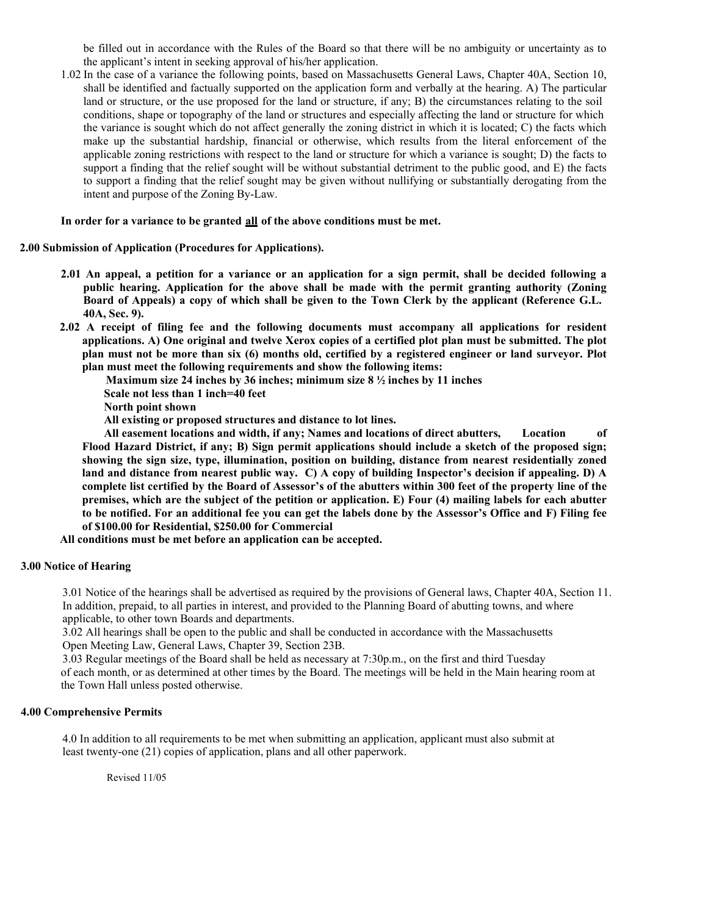be filled out in accordance with the Rules of the Board so that there will be no ambiguity or uncertainty as to the applicant's intent in seeking approval of his/her application.

1.02 In the case of a variance the following points, based on Massachusetts General Laws, Chapter 40A, Section 10, shall be identified and factually supported on the application form and verbally at the hearing. A) The particular land or structure, or the use proposed for the land or structure, if any; B) the circumstances relating to the soil conditions, shape or topography of the land or structures and especially affecting the land or structure for which the variance is sought which do not affect generally the zoning district in which it is located; C) the facts which make up the substantial hardship, financial or otherwise, which results from the literal enforcement of the applicable zoning restrictions with respect to the land or structure for which a variance is sought; D) the facts to support a finding that the relief sought will be without substantial detriment to the public good, and E) the facts to support a finding that the relief sought may be given without nullifying or substantially derogating from the intent and purpose of the Zoning By-Law.

**In order for a variance to be granted <u>all</u> of the above conditions must be met.**

## 2.00 Submission of Application (Procedures for Applications).

**2.01 An appeal, a petition for a variance or an application for a sign permit, shall be decided following a public hearing. Application for the above shall be made with the permit granting authority (Zoning Board of Appeals) a copy of which shall be given to the Town Clerk by the applicant (Reference G.L. 40A, Sec. 9).**

**2.02 A receipt of filing fee and the following documents must accompany all applications for resident applications. A) One original and twelve Xerox copies of a certified plot plan must be submitted. The plot plan must not be more than six (6) months old, certified by a registered engineer or land surveyor. Plot plan must meet the following requirements and show the following items:**

**Maximum size 24 inches by 36 inches; minimum size 8 ½ inches by 11 inches**

**Scale not less than 1 inch=40 feet**

**North point shown**

**All existing or proposed structures and distance to lot lines.**

**All easement locations and width, if any; Names and locations of direct abutters, Location of Flood Hazard District, if any; B) Sign permit applications should include a sketch of the proposed sign; showing the sign size, type, illumination, position on building, distance from nearest residentially zoned land and distance from nearest public way. C) A copy of building Inspector's decision if appealing. D) A complete list certified by the Board of Assessor's of the abutters within 300 feet of the property line of the premises, which are the subject of the petition or application. E) Four (4) mailing labels for each abutter to be notified. For an additional fee you can get the labels done by the Assessor's Office and F) Filing fee of $100.00 for Residential, $250.00 for Commercial**

**All conditions must be met before an application can be accepted.**

## 3.00 Notice of Hearing

3.01 Notice of the hearings shall be advertised as required by the provisions of General laws, Chapter 40A, Section 11. In addition, prepaid, to all parties in interest, and provided to the Planning Board of abutting towns, and where applicable, to other town Boards and departments.

3.02 All hearings shall be open to the public and shall be conducted in accordance with the Massachusetts Open Meeting Law, General Laws, Chapter 39, Section 23B.

3.03 Regular meetings of the Board shall be held as necessary at 7:30p.m., on the first and third Tuesday of each month, or as determined at other times by the Board. The meetings will be held in the Main hearing room at the Town Hall unless posted otherwise.

## 4.00 Comprehensive Permits

4.0 In addition to all requirements to be met when submitting an application, applicant must also submit at least twenty-one (21) copies of application, plans and all other paperwork.

Revised 11/05